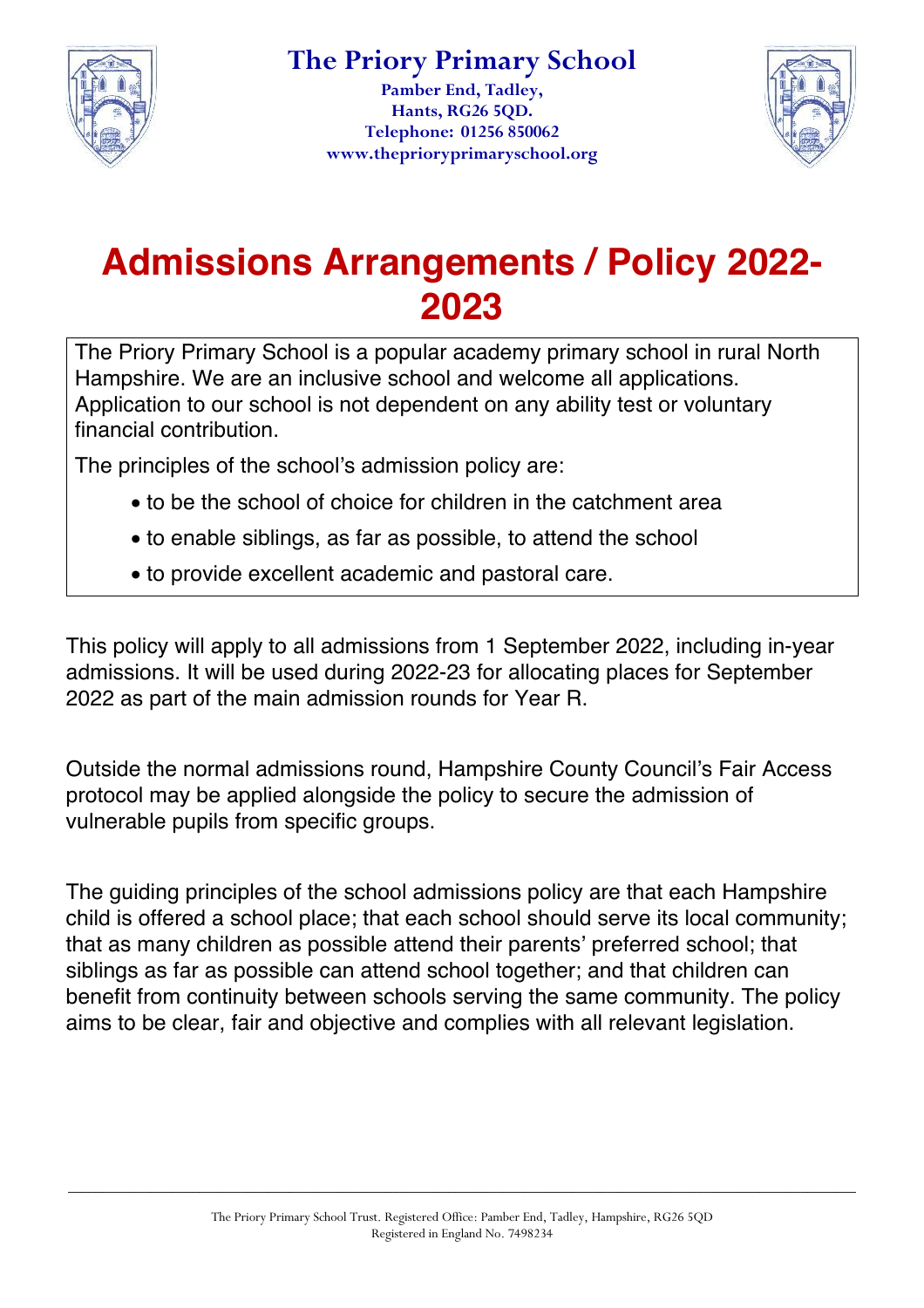# The Priory Primary School

**Pamber End, Tadley,**
**Hants, RG26 5QD.**
**Telephone: 01256 850062**
**www.theprioryprimaryschool.org**

# Admissions Arrangements / Policy 2022-2023

The Priory Primary School is a popular academy primary school in rural North Hampshire. We are an inclusive school and welcome all applications. Application to our school is not dependent on any ability test or voluntary financial contribution.

The principles of the school's admission policy are:

- to be the school of choice for children in the catchment area
- to enable siblings, as far as possible, to attend the school
- to provide excellent academic and pastoral care.

This policy will apply to all admissions from 1 September 2022, including in-year admissions. It will be used during 2022-23 for allocating places for September 2022 as part of the main admission rounds for Year R.

Outside the normal admissions round, Hampshire County Council's Fair Access protocol may be applied alongside the policy to secure the admission of vulnerable pupils from specific groups.

The guiding principles of the school admissions policy are that each Hampshire child is offered a school place; that each school should serve its local community; that as many children as possible attend their parents' preferred school; that siblings as far as possible can attend school together; and that children can benefit from continuity between schools serving the same community. The policy aims to be clear, fair and objective and complies with all relevant legislation.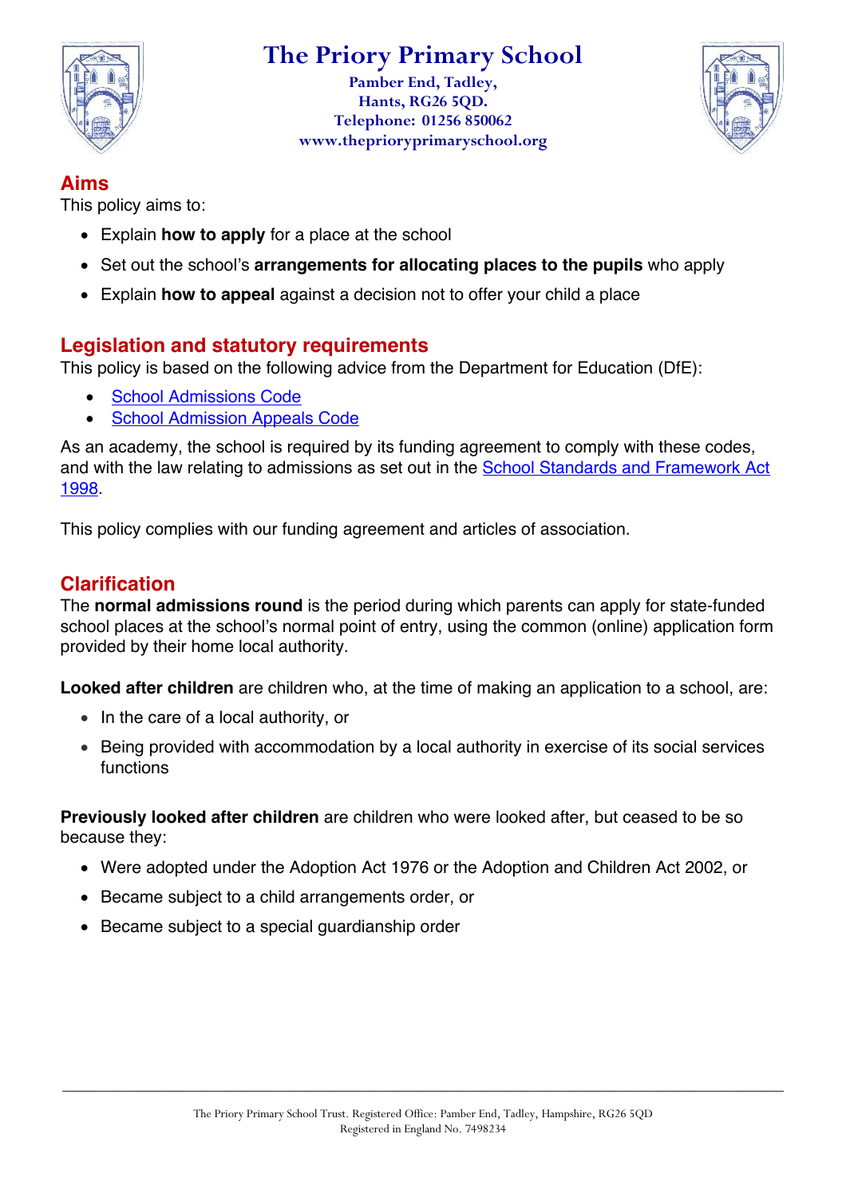## Aims

This policy aims to:

- Explain **how to apply** for a place at the school
- Set out the school's **arrangements for allocating places to the pupils** who apply
- Explain **how to appeal** against a decision not to offer your child a place

## Legislation and statutory requirements

This policy is based on the following advice from the Department for Education (DfE):

- School Admissions Code
- School Admission Appeals Code

As an academy, the school is required by its funding agreement to comply with these codes, and with the law relating to admissions as set out in the School Standards and Framework Act 1998.

This policy complies with our funding agreement and articles of association.

## Clarification

The **normal admissions round** is the period during which parents can apply for state-funded school places at the school's normal point of entry, using the common (online) application form provided by their home local authority.

**Looked after children** are children who, at the time of making an application to a school, are:

- In the care of a local authority, or
- Being provided with accommodation by a local authority in exercise of its social services functions

**Previously looked after children** are children who were looked after, but ceased to be so because they:

- Were adopted under the Adoption Act 1976 or the Adoption and Children Act 2002, or
- Became subject to a child arrangements order, or
- Became subject to a special guardianship order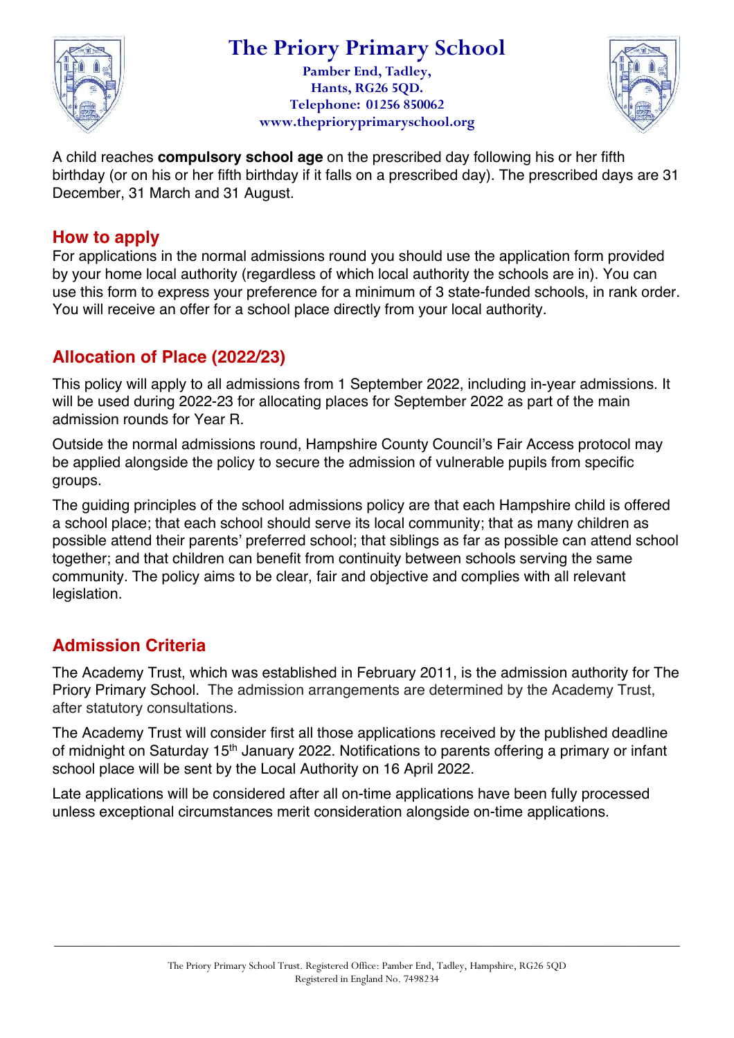A child reaches **compulsory school age** on the prescribed day following his or her fifth birthday (or on his or her fifth birthday if it falls on a prescribed day). The prescribed days are 31 December, 31 March and 31 August.

## How to apply

For applications in the normal admissions round you should use the application form provided by your home local authority (regardless of which local authority the schools are in). You can use this form to express your preference for a minimum of 3 state-funded schools, in rank order. You will receive an offer for a school place directly from your local authority.

## Allocation of Place (2022/23)

This policy will apply to all admissions from 1 September 2022, including in-year admissions. It will be used during 2022-23 for allocating places for September 2022 as part of the main admission rounds for Year R.

Outside the normal admissions round, Hampshire County Council's Fair Access protocol may be applied alongside the policy to secure the admission of vulnerable pupils from specific groups.

The guiding principles of the school admissions policy are that each Hampshire child is offered a school place; that each school should serve its local community; that as many children as possible attend their parents' preferred school; that siblings as far as possible can attend school together; and that children can benefit from continuity between schools serving the same community. The policy aims to be clear, fair and objective and complies with all relevant legislation.

## Admission Criteria

The Academy Trust, which was established in February 2011, is the admission authority for The Priory Primary School. The admission arrangements are determined by the Academy Trust, after statutory consultations.

The Academy Trust will consider first all those applications received by the published deadline of midnight on Saturday 15th January 2022. Notifications to parents offering a primary or infant school place will be sent by the Local Authority on 16 April 2022.

Late applications will be considered after all on-time applications have been fully processed unless exceptional circumstances merit consideration alongside on-time applications.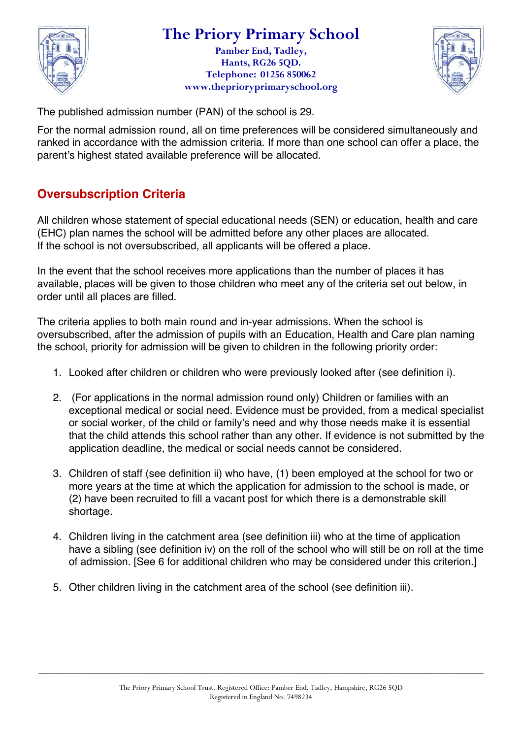The published admission number (PAN) of the school is 29.

For the normal admission round, all on time preferences will be considered simultaneously and ranked in accordance with the admission criteria. If more than one school can offer a place, the parent's highest stated available preference will be allocated.

## Oversubscription Criteria

All children whose statement of special educational needs (SEN) or education, health and care (EHC) plan names the school will be admitted before any other places are allocated.
If the school is not oversubscribed, all applicants will be offered a place.

In the event that the school receives more applications than the number of places it has available, places will be given to those children who meet any of the criteria set out below, in order until all places are filled.

The criteria applies to both main round and in-year admissions. When the school is oversubscribed, after the admission of pupils with an Education, Health and Care plan naming the school, priority for admission will be given to children in the following priority order:

1. Looked after children or children who were previously looked after (see definition i).

2. (For applications in the normal admission round only) Children or families with an exceptional medical or social need. Evidence must be provided, from a medical specialist or social worker, of the child or family's need and why those needs make it is essential that the child attends this school rather than any other. If evidence is not submitted by the application deadline, the medical or social needs cannot be considered.

3. Children of staff (see definition ii) who have, (1) been employed at the school for two or more years at the time at which the application for admission to the school is made, or (2) have been recruited to fill a vacant post for which there is a demonstrable skill shortage.

4. Children living in the catchment area (see definition iii) who at the time of application have a sibling (see definition iv) on the roll of the school who will still be on roll at the time of admission. [See 6 for additional children who may be considered under this criterion.]

5. Other children living in the catchment area of the school (see definition iii).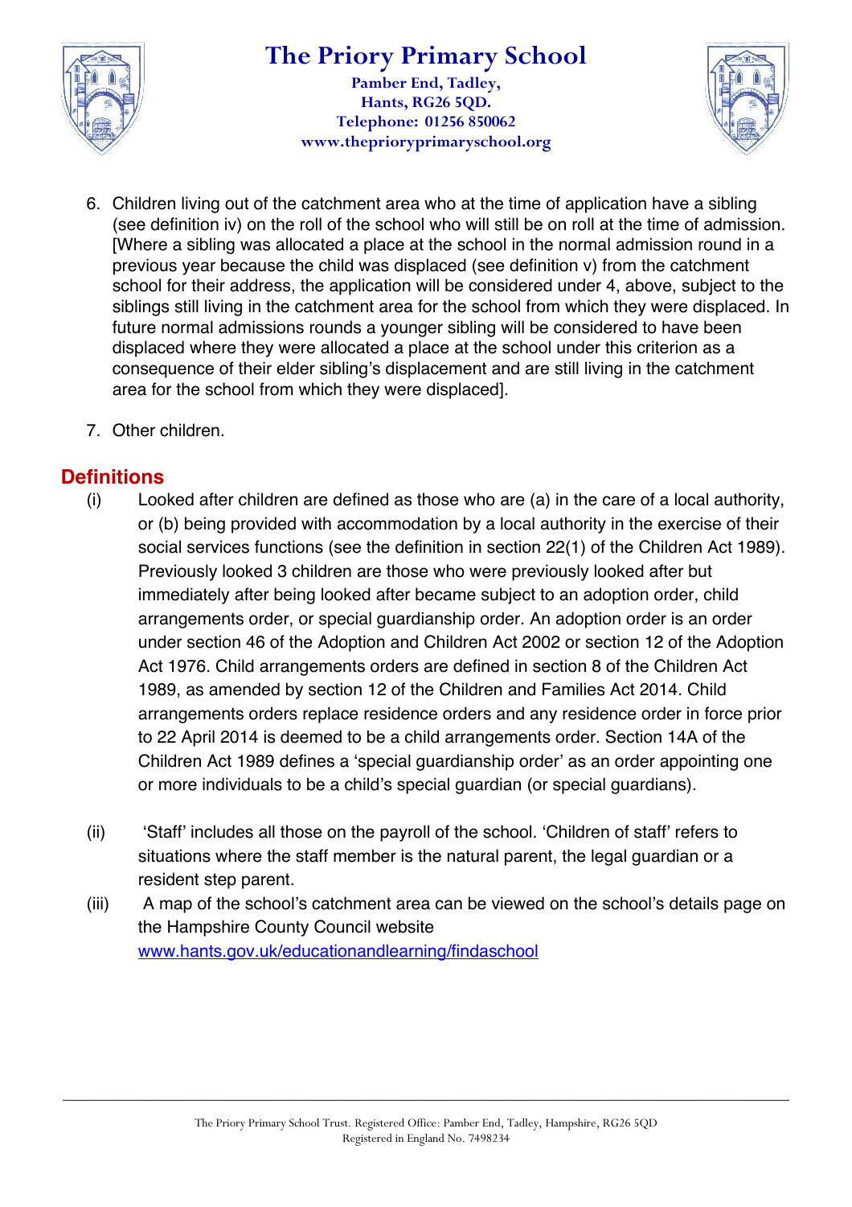6. Children living out of the catchment area who at the time of application have a sibling (see definition iv) on the roll of the school who will still be on roll at the time of admission. [Where a sibling was allocated a place at the school in the normal admission round in a previous year because the child was displaced (see definition v) from the catchment school for their address, the application will be considered under 4, above, subject to the siblings still living in the catchment area for the school from which they were displaced. In future normal admissions rounds a younger sibling will be considered to have been displaced where they were allocated a place at the school under this criterion as a consequence of their elder sibling's displacement and are still living in the catchment area for the school from which they were displaced].

7. Other children.

## Definitions

(i) Looked after children are defined as those who are (a) in the care of a local authority, or (b) being provided with accommodation by a local authority in the exercise of their social services functions (see the definition in section 22(1) of the Children Act 1989). Previously looked 3 children are those who were previously looked after but immediately after being looked after became subject to an adoption order, child arrangements order, or special guardianship order. An adoption order is an order under section 46 of the Adoption and Children Act 2002 or section 12 of the Adoption Act 1976. Child arrangements orders are defined in section 8 of the Children Act 1989, as amended by section 12 of the Children and Families Act 2014. Child arrangements orders replace residence orders and any residence order in force prior to 22 April 2014 is deemed to be a child arrangements order. Section 14A of the Children Act 1989 defines a 'special guardianship order' as an order appointing one or more individuals to be a child's special guardian (or special guardians).

(ii) 'Staff' includes all those on the payroll of the school. 'Children of staff' refers to situations where the staff member is the natural parent, the legal guardian or a resident step parent.

(iii) A map of the school's catchment area can be viewed on the school's details page on the Hampshire County Council website [www.hants.gov.uk/educationandlearning/findaschool](http://www.hants.gov.uk/educationandlearning/findaschool)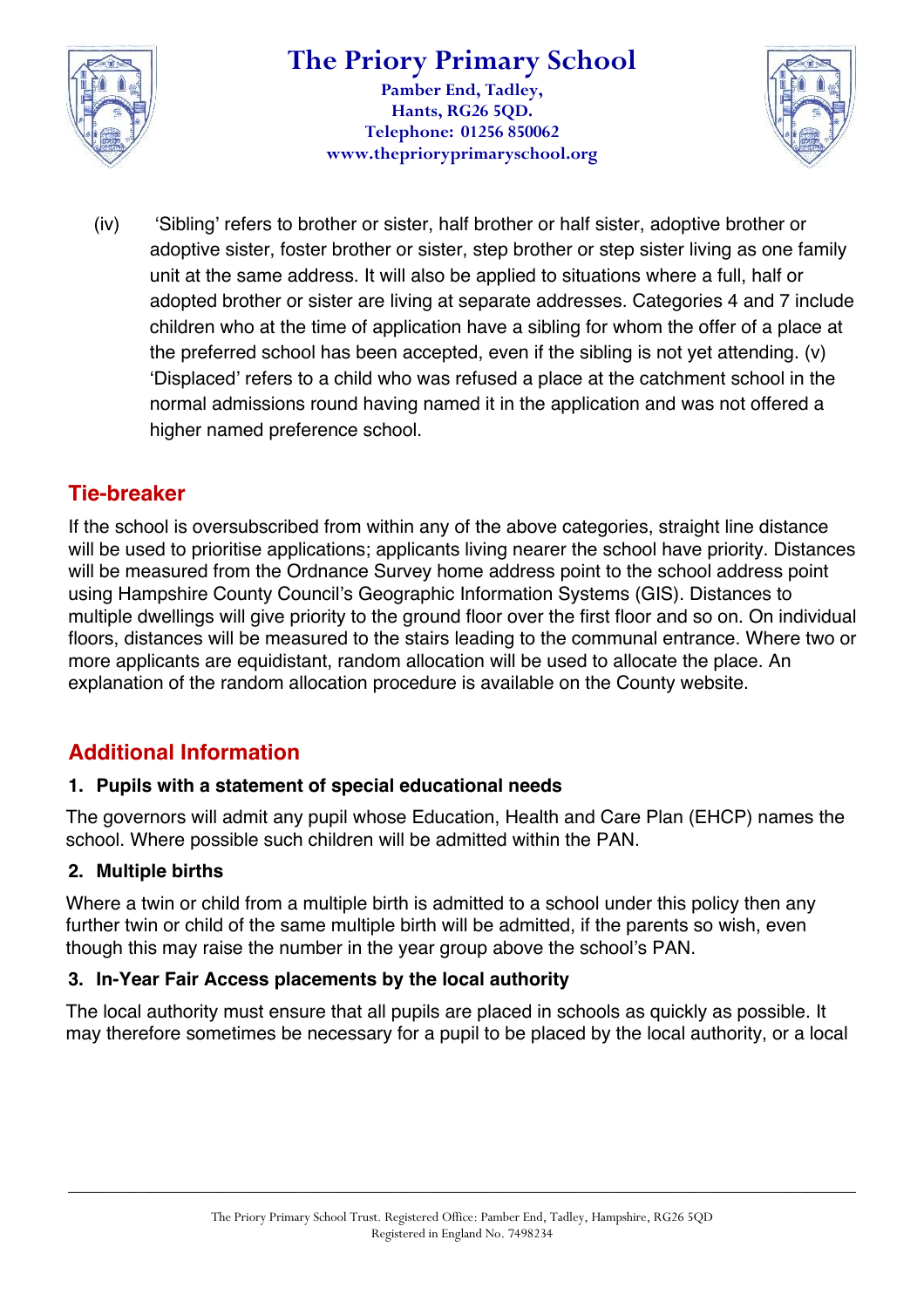(iv) 'Sibling' refers to brother or sister, half brother or half sister, adoptive brother or adoptive sister, foster brother or sister, step brother or step sister living as one family unit at the same address. It will also be applied to situations where a full, half or adopted brother or sister are living at separate addresses. Categories 4 and 7 include children who at the time of application have a sibling for whom the offer of a place at the preferred school has been accepted, even if the sibling is not yet attending. (v) 'Displaced' refers to a child who was refused a place at the catchment school in the normal admissions round having named it in the application and was not offered a higher named preference school.

## Tie-breaker

If the school is oversubscribed from within any of the above categories, straight line distance will be used to prioritise applications; applicants living nearer the school have priority. Distances will be measured from the Ordnance Survey home address point to the school address point using Hampshire County Council's Geographic Information Systems (GIS). Distances to multiple dwellings will give priority to the ground floor over the first floor and so on. On individual floors, distances will be measured to the stairs leading to the communal entrance. Where two or more applicants are equidistant, random allocation will be used to allocate the place. An explanation of the random allocation procedure is available on the County website.

## Additional Information

### 1. Pupils with a statement of special educational needs

The governors will admit any pupil whose Education, Health and Care Plan (EHCP) names the school. Where possible such children will be admitted within the PAN.

### 2. Multiple births

Where a twin or child from a multiple birth is admitted to a school under this policy then any further twin or child of the same multiple birth will be admitted, if the parents so wish, even though this may raise the number in the year group above the school's PAN.

### 3. In-Year Fair Access placements by the local authority

The local authority must ensure that all pupils are placed in schools as quickly as possible. It may therefore sometimes be necessary for a pupil to be placed by the local authority, or a local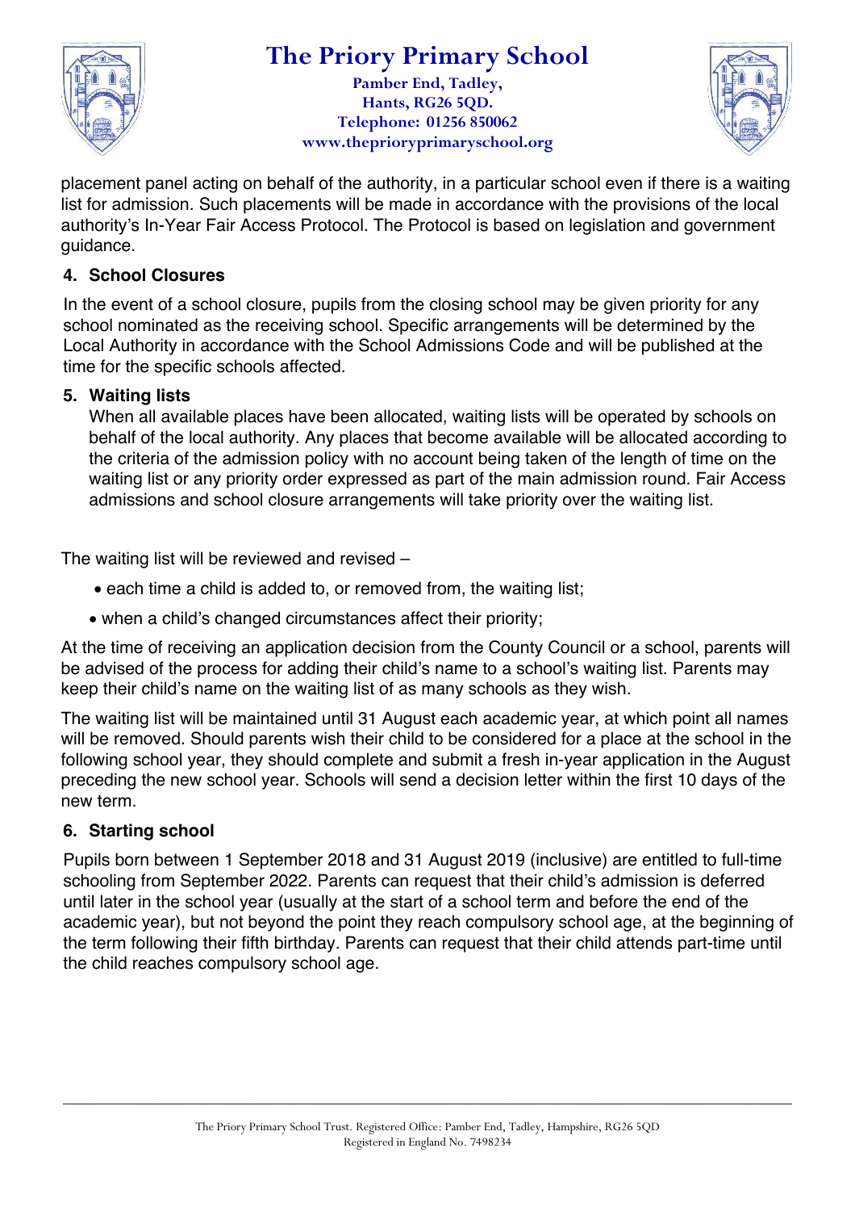placement panel acting on behalf of the authority, in a particular school even if there is a waiting list for admission. Such placements will be made in accordance with the provisions of the local authority's In-Year Fair Access Protocol. The Protocol is based on legislation and government guidance.

**4. School Closures**

In the event of a school closure, pupils from the closing school may be given priority for any school nominated as the receiving school. Specific arrangements will be determined by the Local Authority in accordance with the School Admissions Code and will be published at the time for the specific schools affected.

**5. Waiting lists**

When all available places have been allocated, waiting lists will be operated by schools on behalf of the local authority. Any places that become available will be allocated according to the criteria of the admission policy with no account being taken of the length of time on the waiting list or any priority order expressed as part of the main admission round. Fair Access admissions and school closure arrangements will take priority over the waiting list.

The waiting list will be reviewed and revised –

- each time a child is added to, or removed from, the waiting list;
- when a child's changed circumstances affect their priority;

At the time of receiving an application decision from the County Council or a school, parents will be advised of the process for adding their child's name to a school's waiting list. Parents may keep their child's name on the waiting list of as many schools as they wish.

The waiting list will be maintained until 31 August each academic year, at which point all names will be removed. Should parents wish their child to be considered for a place at the school in the following school year, they should complete and submit a fresh in-year application in the August preceding the new school year. Schools will send a decision letter within the first 10 days of the new term.

**6. Starting school**

Pupils born between 1 September 2018 and 31 August 2019 (inclusive) are entitled to full-time schooling from September 2022. Parents can request that their child's admission is deferred until later in the school year (usually at the start of a school term and before the end of the academic year), but not beyond the point they reach compulsory school age, at the beginning of the term following their fifth birthday. Parents can request that their child attends part-time until the child reaches compulsory school age.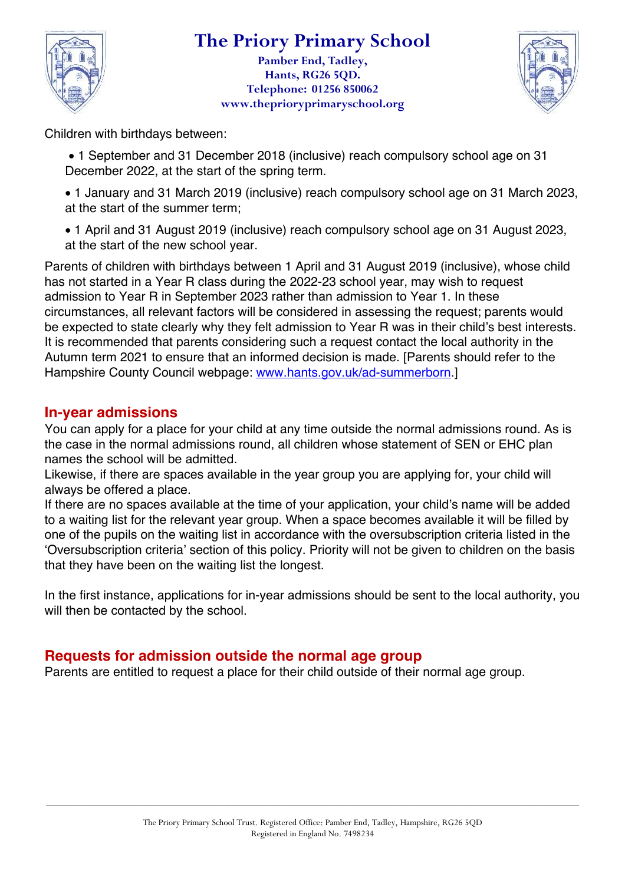Children with birthdays between:

- 1 September and 31 December 2018 (inclusive) reach compulsory school age on 31 December 2022, at the start of the spring term.
- 1 January and 31 March 2019 (inclusive) reach compulsory school age on 31 March 2023, at the start of the summer term;
- 1 April and 31 August 2019 (inclusive) reach compulsory school age on 31 August 2023, at the start of the new school year.

Parents of children with birthdays between 1 April and 31 August 2019 (inclusive), whose child has not started in a Year R class during the 2022-23 school year, may wish to request admission to Year R in September 2023 rather than admission to Year 1. In these circumstances, all relevant factors will be considered in assessing the request; parents would be expected to state clearly why they felt admission to Year R was in their child's best interests. It is recommended that parents considering such a request contact the local authority in the Autumn term 2021 to ensure that an informed decision is made. [Parents should refer to the Hampshire County Council webpage: www.hants.gov.uk/ad-summerborn.]

## In-year admissions

You can apply for a place for your child at any time outside the normal admissions round. As is the case in the normal admissions round, all children whose statement of SEN or EHC plan names the school will be admitted.

Likewise, if there are spaces available in the year group you are applying for, your child will always be offered a place.

If there are no spaces available at the time of your application, your child's name will be added to a waiting list for the relevant year group. When a space becomes available it will be filled by one of the pupils on the waiting list in accordance with the oversubscription criteria listed in the 'Oversubscription criteria' section of this policy. Priority will not be given to children on the basis that they have been on the waiting list the longest.

In the first instance, applications for in-year admissions should be sent to the local authority, you will then be contacted by the school.

## Requests for admission outside the normal age group

Parents are entitled to request a place for their child outside of their normal age group.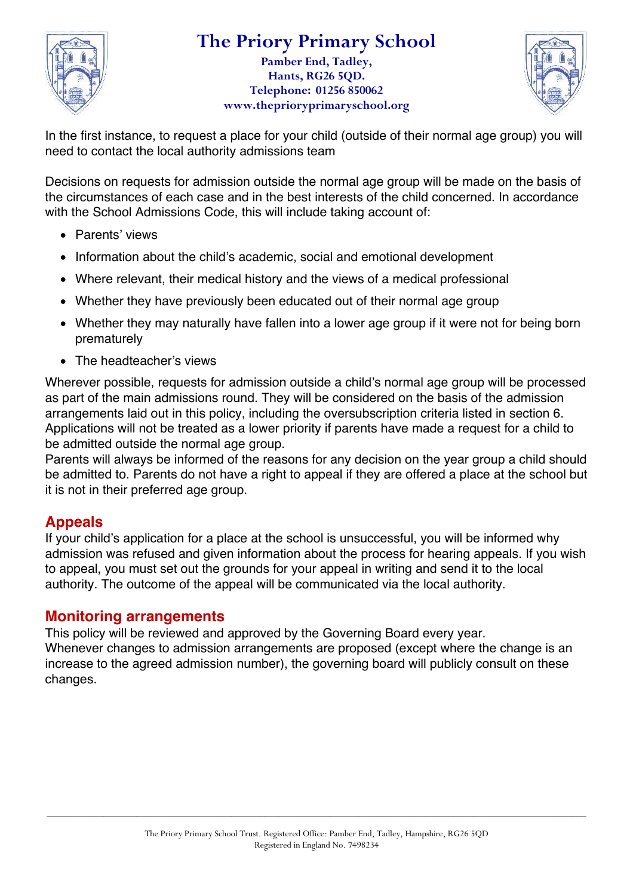In the first instance, to request a place for your child (outside of their normal age group) you will need to contact the local authority admissions team

Decisions on requests for admission outside the normal age group will be made on the basis of the circumstances of each case and in the best interests of the child concerned. In accordance with the School Admissions Code, this will include taking account of:

- Parents' views
- Information about the child's academic, social and emotional development
- Where relevant, their medical history and the views of a medical professional
- Whether they have previously been educated out of their normal age group
- Whether they may naturally have fallen into a lower age group if it were not for being born prematurely
- The headteacher's views

Wherever possible, requests for admission outside a child's normal age group will be processed as part of the main admissions round. They will be considered on the basis of the admission arrangements laid out in this policy, including the oversubscription criteria listed in section 6. Applications will not be treated as a lower priority if parents have made a request for a child to be admitted outside the normal age group.
Parents will always be informed of the reasons for any decision on the year group a child should be admitted to. Parents do not have a right to appeal if they are offered a place at the school but it is not in their preferred age group.

## Appeals

If your child's application for a place at the school is unsuccessful, you will be informed why admission was refused and given information about the process for hearing appeals. If you wish to appeal, you must set out the grounds for your appeal in writing and send it to the local authority. The outcome of the appeal will be communicated via the local authority.

## Monitoring arrangements

This policy will be reviewed and approved by the Governing Board every year.
Whenever changes to admission arrangements are proposed (except where the change is an increase to the agreed admission number), the governing board will publicly consult on these changes.